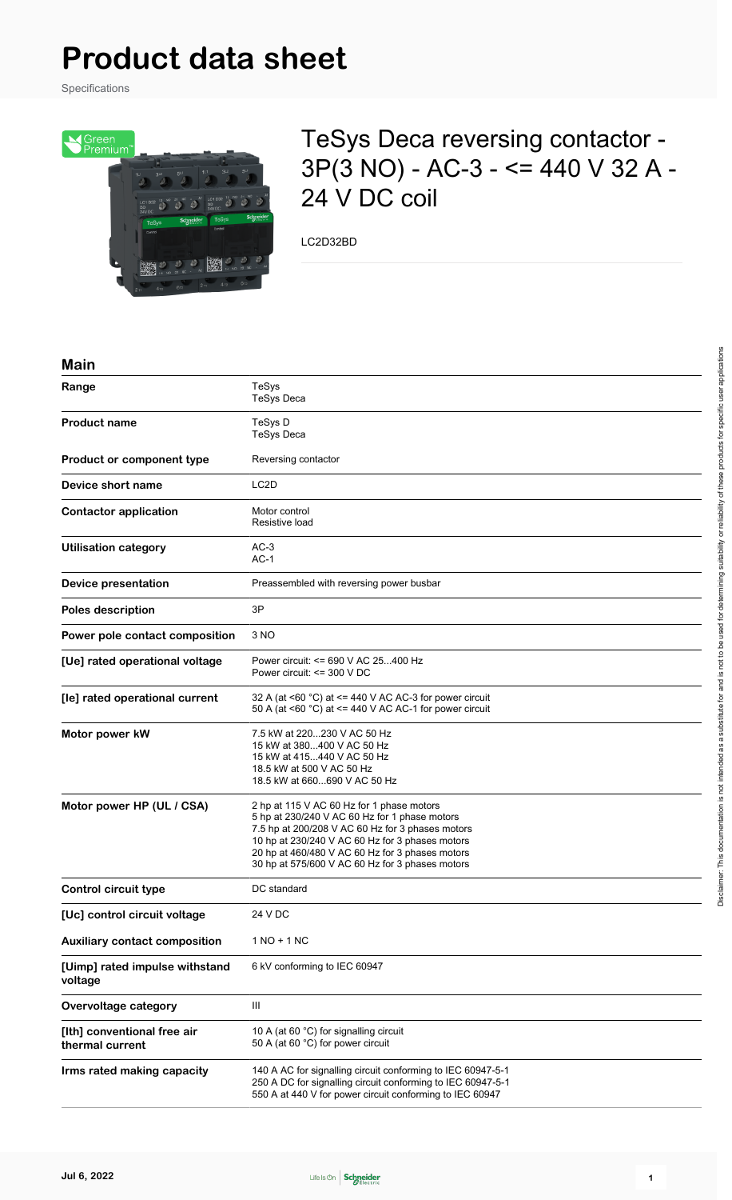# Product data sheet

Specifications

## TeSys Deca reversing contactor - 3P(3 NO) - AC-3 - <= 440 V 32 A - 24 V DC coil

LC2D32BD

### Main

| | |
|---|---|
| **Range** | TeSys<br>TeSys Deca |
| **Product name** | TeSys D<br>TeSys Deca |
| **Product or component type** | Reversing contactor |
| **Device short name** | LC2D |
| **Contactor application** | Motor control<br>Resistive load |
| **Utilisation category** | AC-3<br>AC-1 |
| **Device presentation** | Preassembled with reversing power busbar |
| **Poles description** | 3P |
| **Power pole contact composition** | 3 NO |
| **[Ue] rated operational voltage** | Power circuit: <= 690 V AC 25...400 Hz<br>Power circuit: <= 300 V DC |
| **[Ie] rated operational current** | 32 A (at <60 °C) at <= 440 V AC AC-3 for power circuit<br>50 A (at <60 °C) at <= 440 V AC AC-1 for power circuit |
| **Motor power kW** | 7.5 kW at 220...230 V AC 50 Hz<br>15 kW at 380...400 V AC 50 Hz<br>15 kW at 415...440 V AC 50 Hz<br>18.5 kW at 500 V AC 50 Hz<br>18.5 kW at 660...690 V AC 50 Hz |
| **Motor power HP (UL / CSA)** | 2 hp at 115 V AC 60 Hz for 1 phase motors<br>5 hp at 230/240 V AC 60 Hz for 1 phase motors<br>7.5 hp at 200/208 V AC 60 Hz for 3 phases motors<br>10 hp at 230/240 V AC 60 Hz for 3 phases motors<br>20 hp at 460/480 V AC 60 Hz for 3 phases motors<br>30 hp at 575/600 V AC 60 Hz for 3 phases motors |
| **Control circuit type** | DC standard |
| **[Uc] control circuit voltage** | 24 V DC |
| **Auxiliary contact composition** | 1 NO + 1 NC |
| **[Uimp] rated impulse withstand voltage** | 6 kV conforming to IEC 60947 |
| **Overvoltage category** | III |
| **[Ith] conventional free air thermal current** | 10 A (at 60 °C) for signalling circuit<br>50 A (at 60 °C) for power circuit |
| **Irms rated making capacity** | 140 A AC for signalling circuit conforming to IEC 60947-5-1<br>250 A DC for signalling circuit conforming to IEC 60947-5-1<br>550 A at 440 V for power circuit conforming to IEC 60947 |

Disclaimer: This documentation is not intended as a substitute for and is not to be used for determining suitability or reliability of these products for specific user applications

Jul 6, 2022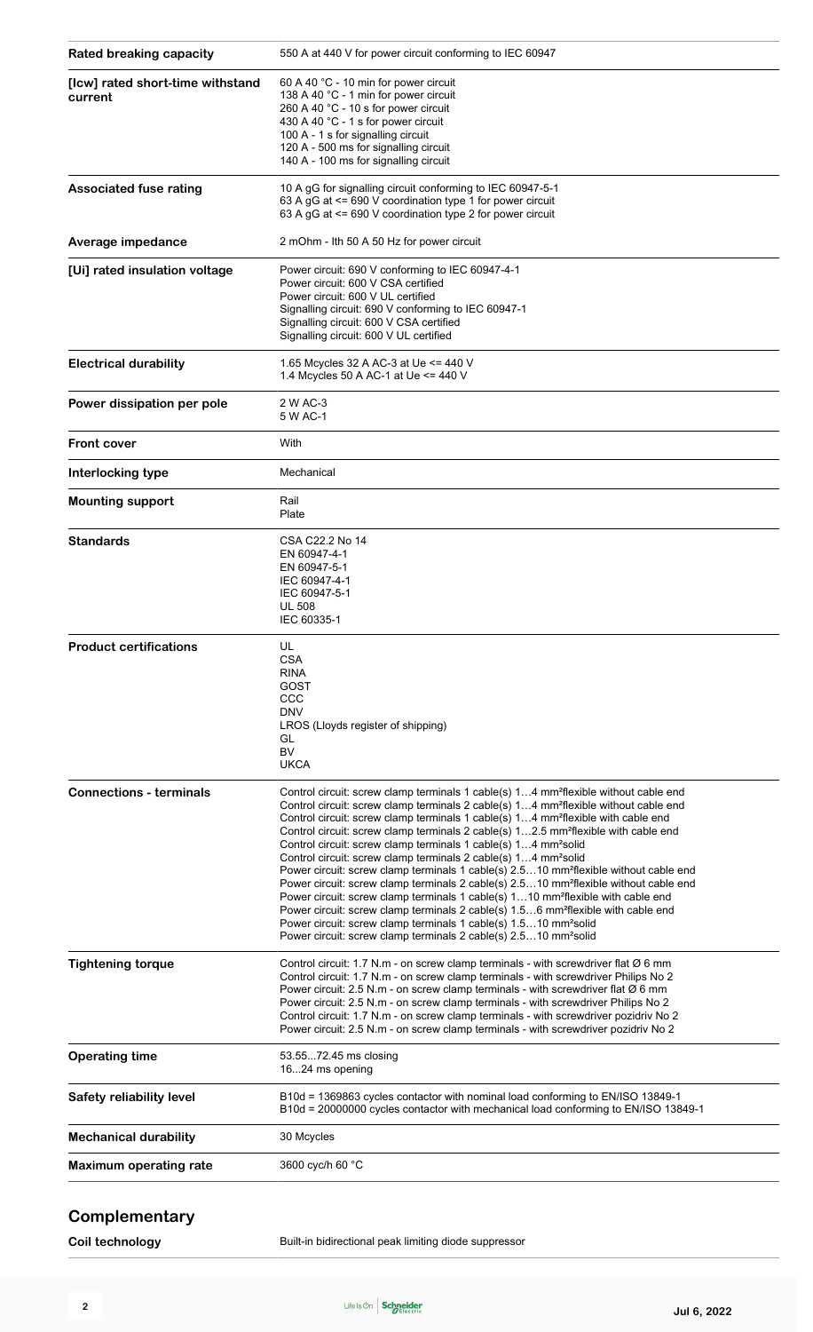| | |
|---|---|
| **Rated breaking capacity** | 550 A at 440 V for power circuit conforming to IEC 60947 |
| **[Icw] rated short-time withstand current** | 60 A 40 °C - 10 min for power circuit<br>138 A 40 °C - 1 min for power circuit<br>260 A 40 °C - 10 s for power circuit<br>430 A 40 °C - 1 s for power circuit<br>100 A - 1 s for signalling circuit<br>120 A - 500 ms for signalling circuit<br>140 A - 100 ms for signalling circuit |
| **Associated fuse rating** | 10 A gG for signalling circuit conforming to IEC 60947-5-1<br>63 A gG at <= 690 V coordination type 1 for power circuit<br>63 A gG at <= 690 V coordination type 2 for power circuit |
| **Average impedance** | 2 mOhm - Ith 50 A 50 Hz for power circuit |
| **[Ui] rated insulation voltage** | Power circuit: 690 V conforming to IEC 60947-4-1<br>Power circuit: 600 V CSA certified<br>Power circuit: 600 V UL certified<br>Signalling circuit: 690 V conforming to IEC 60947-1<br>Signalling circuit: 600 V CSA certified<br>Signalling circuit: 600 V UL certified |
| **Electrical durability** | 1.65 Mcycles 32 A AC-3 at Ue <= 440 V<br>1.4 Mcycles 50 A AC-1 at Ue <= 440 V |
| **Power dissipation per pole** | 2 W AC-3<br>5 W AC-1 |
| **Front cover** | With |
| **Interlocking type** | Mechanical |
| **Mounting support** | Rail<br>Plate |
| **Standards** | CSA C22.2 No 14<br>EN 60947-4-1<br>EN 60947-5-1<br>IEC 60947-4-1<br>IEC 60947-5-1<br>UL 508<br>IEC 60335-1 |
| **Product certifications** | UL<br>CSA<br>RINA<br>GOST<br>CCC<br>DNV<br>LROS (Lloyds register of shipping)<br>GL<br>BV<br>UKCA |
| **Connections - terminals** | Control circuit: screw clamp terminals 1 cable(s) 1…4 mm²flexible without cable end<br>Control circuit: screw clamp terminals 2 cable(s) 1…4 mm²flexible without cable end<br>Control circuit: screw clamp terminals 1 cable(s) 1…4 mm²flexible with cable end<br>Control circuit: screw clamp terminals 2 cable(s) 1…2.5 mm²flexible with cable end<br>Control circuit: screw clamp terminals 1 cable(s) 1…4 mm²solid<br>Control circuit: screw clamp terminals 2 cable(s) 1…4 mm²solid<br>Power circuit: screw clamp terminals 1 cable(s) 2.5…10 mm²flexible without cable end<br>Power circuit: screw clamp terminals 2 cable(s) 2.5…10 mm²flexible without cable end<br>Power circuit: screw clamp terminals 1 cable(s) 1…10 mm²flexible with cable end<br>Power circuit: screw clamp terminals 2 cable(s) 1.5…6 mm²flexible with cable end<br>Power circuit: screw clamp terminals 1 cable(s) 1.5…10 mm²solid<br>Power circuit: screw clamp terminals 2 cable(s) 2.5…10 mm²solid |
| **Tightening torque** | Control circuit: 1.7 N.m - on screw clamp terminals - with screwdriver flat Ø 6 mm<br>Control circuit: 1.7 N.m - on screw clamp terminals - with screwdriver Philips No 2<br>Power circuit: 2.5 N.m - on screw clamp terminals - with screwdriver flat Ø 6 mm<br>Power circuit: 2.5 N.m - on screw clamp terminals - with screwdriver Philips No 2<br>Control circuit: 1.7 N.m - on screw clamp terminals - with screwdriver pozidriv No 2<br>Power circuit: 2.5 N.m - on screw clamp terminals - with screwdriver pozidriv No 2 |
| **Operating time** | 53.55...72.45 ms closing<br>16...24 ms opening |
| **Safety reliability level** | B10d = 1369863 cycles contactor with nominal load conforming to EN/ISO 13849-1<br>B10d = 20000000 cycles contactor with mechanical load conforming to EN/ISO 13849-1 |
| **Mechanical durability** | 30 Mcycles |
| **Maximum operating rate** | 3600 cyc/h 60 °C |

## Complementary

| | |
|---|---|
| **Coil technology** | Built-in bidirectional peak limiting diode suppressor |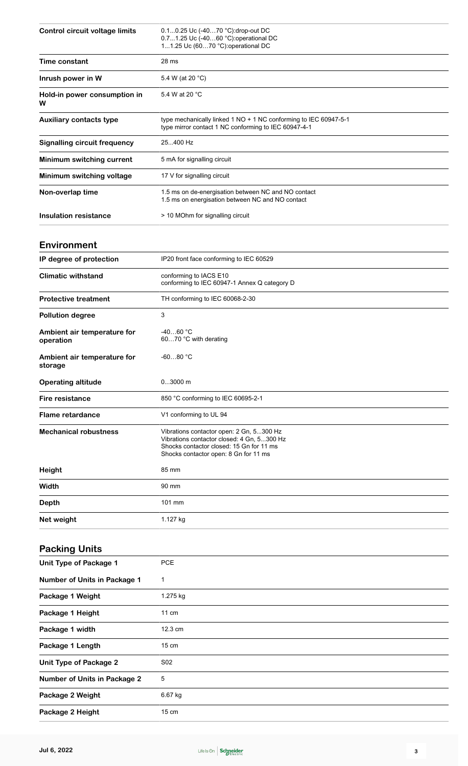| | |
|---|---|
| **Control circuit voltage limits** | 0.1...0.25 Uc (-40…70 °C):drop-out DC<br>0.7...1.25 Uc (-40…60 °C):operational DC<br>1...1.25 Uc (60…70 °C):operational DC |
| **Time constant** | 28 ms |
| **Inrush power in W** | 5.4 W (at 20 °C) |
| **Hold-in power consumption in W** | 5.4 W at 20 °C |
| **Auxiliary contacts type** | type mechanically linked 1 NO + 1 NC conforming to IEC 60947-5-1<br>type mirror contact 1 NC conforming to IEC 60947-4-1 |
| **Signalling circuit frequency** | 25...400 Hz |
| **Minimum switching current** | 5 mA for signalling circuit |
| **Minimum switching voltage** | 17 V for signalling circuit |
| **Non-overlap time** | 1.5 ms on de-energisation between NC and NO contact<br>1.5 ms on energisation between NC and NO contact |
| **Insulation resistance** | > 10 MOhm for signalling circuit |

## Environment

| | |
|---|---|
| **IP degree of protection** | IP20 front face conforming to IEC 60529 |
| **Climatic withstand** | conforming to IACS E10<br>conforming to IEC 60947-1 Annex Q category D |
| **Protective treatment** | TH conforming to IEC 60068-2-30 |
| **Pollution degree** | 3 |
| **Ambient air temperature for operation** | -40…60 °C<br>60…70 °C with derating |
| **Ambient air temperature for storage** | -60...80 °C |
| **Operating altitude** | 0...3000 m |
| **Fire resistance** | 850 °C conforming to IEC 60695-2-1 |
| **Flame retardance** | V1 conforming to UL 94 |
| **Mechanical robustness** | Vibrations contactor open: 2 Gn, 5...300 Hz<br>Vibrations contactor closed: 4 Gn, 5...300 Hz<br>Shocks contactor closed: 15 Gn for 11 ms<br>Shocks contactor open: 8 Gn for 11 ms |
| **Height** | 85 mm |
| **Width** | 90 mm |
| **Depth** | 101 mm |
| **Net weight** | 1.127 kg |

## Packing Units

| | |
|---|---|
| **Unit Type of Package 1** | PCE |
| **Number of Units in Package 1** | 1 |
| **Package 1 Weight** | 1.275 kg |
| **Package 1 Height** | 11 cm |
| **Package 1 width** | 12.3 cm |
| **Package 1 Length** | 15 cm |
| **Unit Type of Package 2** | S02 |
| **Number of Units in Package 2** | 5 |
| **Package 2 Weight** | 6.67 kg |
| **Package 2 Height** | 15 cm |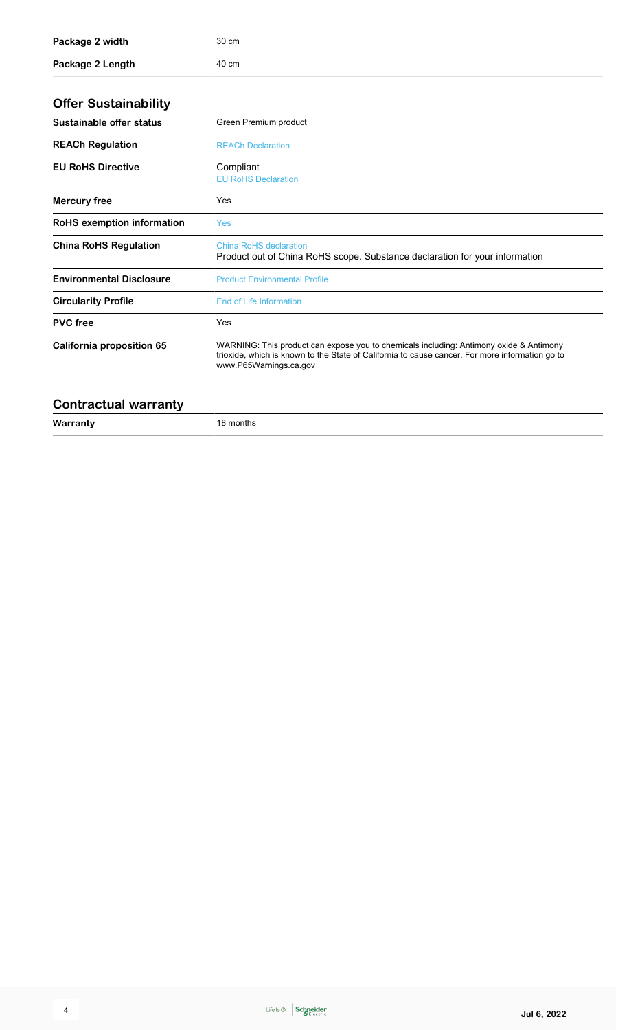| | |
|---|---|
| **Package 2 width** | 30 cm |
| **Package 2 Length** | 40 cm |

## Offer Sustainability

| | |
|---|---|
| **Sustainable offer status** | Green Premium product |
| **REACh Regulation** | REACh Declaration |
| **EU RoHS Directive** | Compliant<br>EU RoHS Declaration |
| **Mercury free** | Yes |
| **RoHS exemption information** | Yes |
| **China RoHS Regulation** | China RoHS declaration<br>Product out of China RoHS scope. Substance declaration for your information |
| **Environmental Disclosure** | Product Environmental Profile |
| **Circularity Profile** | End of Life Information |
| **PVC free** | Yes |
| **California proposition 65** | WARNING: This product can expose you to chemicals including: Antimony oxide & Antimony trioxide, which is known to the State of California to cause cancer. For more information go to www.P65Warnings.ca.gov |

## Contractual warranty

| | |
|---|---|
| **Warranty** | 18 months |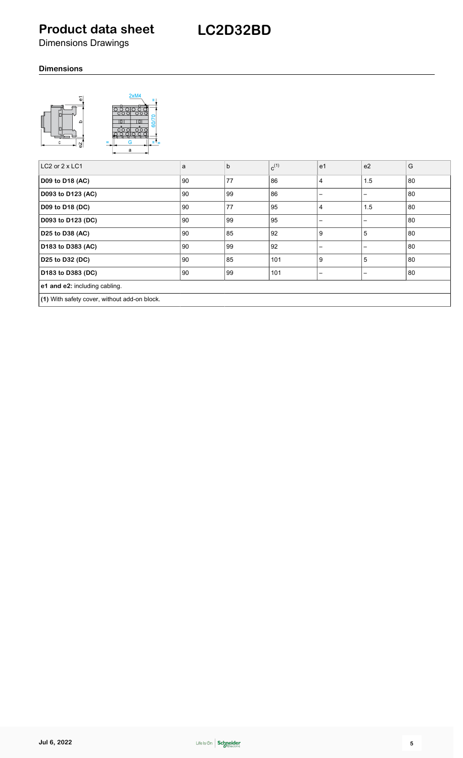# Product data sheet

Dimensions Drawings

# LC2D32BD

## Dimensions

| LC2 or 2 x LC1 | a | b | c (1) | e1 | e2 | G |
|---|---|---|---|---|---|---|
| **D09 to D18 (AC)** | 90 | 77 | 86 | 4 | 1.5 | 80 |
| **D093 to D123 (AC)** | 90 | 99 | 86 | – | – | 80 |
| **D09 to D18 (DC)** | 90 | 77 | 95 | 4 | 1.5 | 80 |
| **D093 to D123 (DC)** | 90 | 99 | 95 | – | – | 80 |
| **D25 to D38 (AC)** | 90 | 85 | 92 | 9 | 5 | 80 |
| **D183 to D383 (AC)** | 90 | 99 | 92 | – | – | 80 |
| **D25 to D32 (DC)** | 90 | 85 | 101 | 9 | 5 | 80 |
| **D183 to D383 (DC)** | 90 | 99 | 101 | – | – | 80 |

**e1 and e2:** including cabling.

**(1)** With safety cover, without add-on block.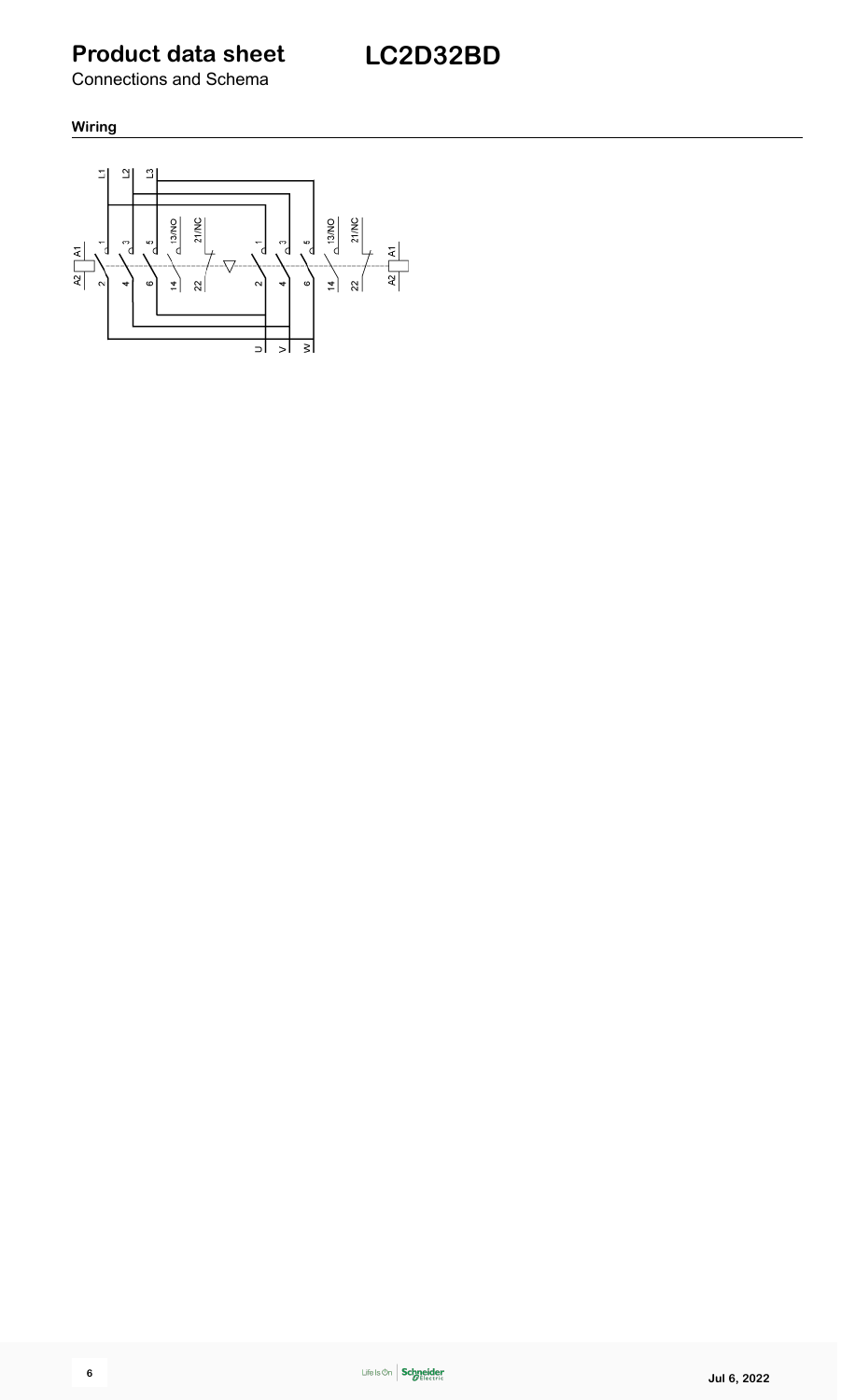# Product data sheet

Connections and Schema

## LC2D32BD

### Wiring

L1
L2
L3
A1
A2
1
3
5
13/NO
21/NC
2
4
6
14
22
1
3
5
13/NO
21/NC
A1
A2
2
4
6
14
22
U
V
W